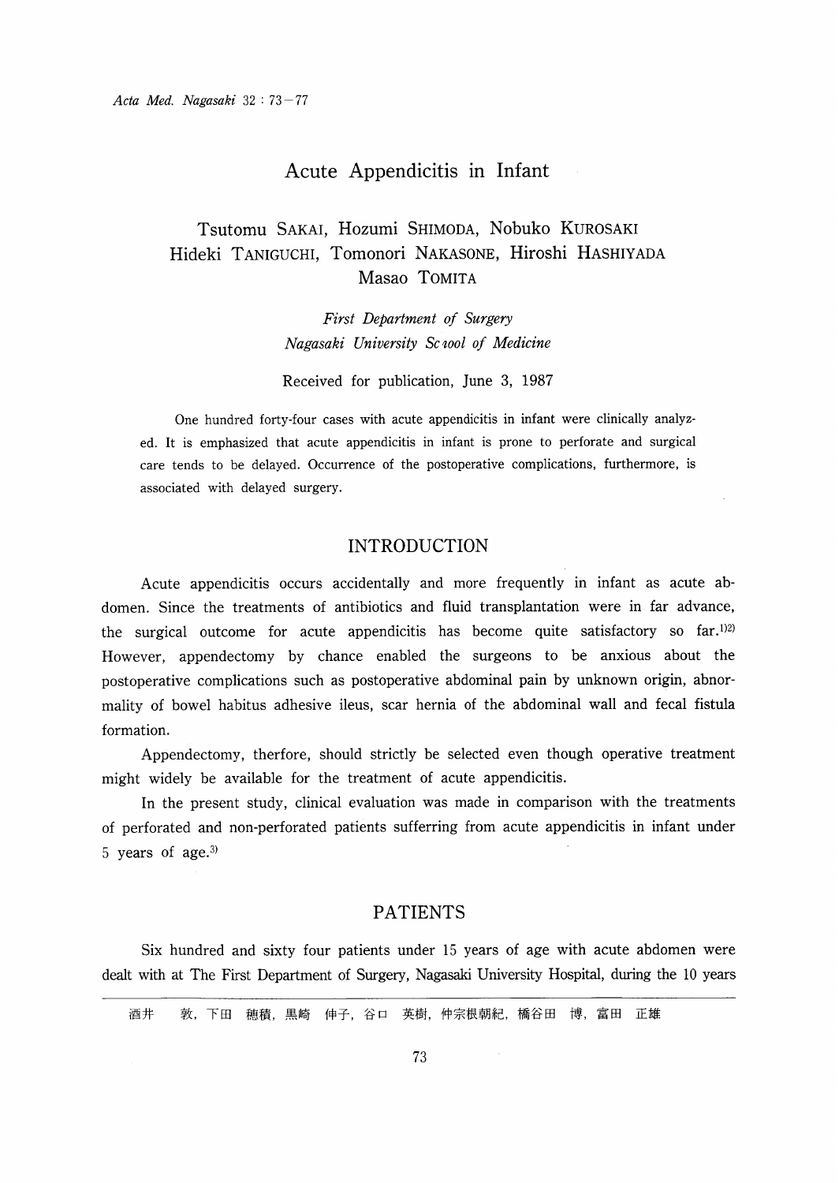// Acta Med. Nagasaki 32 : 73-77 — header omitted

# Acute Appendicitis in Infant

Tsutomu SAKAI, Hozumi SHIMODA, Nobuko KUROSAKI
Hideki TANIGUCHI, Tomonori NAKASONE, Hiroshi HASHIYADA
Masao TOMITA

*First Department of Surgery*
*Nagasaki University School of Medicine*

Received for publication, June 3, 1987

One hundred forty-four cases with acute appendicitis in infant were clinically analyzed. It is emphasized that acute appendicitis in infant is prone to perforate and surgical care tends to be delayed. Occurrence of the postoperative complications, furthermore, is associated with delayed surgery.

## INTRODUCTION

Acute appendicitis occurs accidentally and more frequently in infant as acute abdomen. Since the treatments of antibiotics and fluid transplantation were in far advance, the surgical outcome for acute appendicitis has become quite satisfactory so far.[1][2] However, appendectomy by chance enabled the surgeons to be anxious about the postoperative complications such as postoperative abdominal pain by unknown origin, abnormality of bowel habitus adhesive ileus, scar hernia of the abdominal wall and fecal fistula formation.

Appendectomy, therfore, should strictly be selected even though operative treatment might widely be available for the treatment of acute appendicitis.

In the present study, clinical evaluation was made in comparison with the treatments of perforated and non-perforated patients sufferring from acute appendicitis in infant under 5 years of age.[3]

## PATIENTS

Six hundred and sixty four patients under 15 years of age with acute abdomen were dealt with at The First Department of Surgery, Nagasaki University Hospital, during the 10 years

酒井　敦，下田　穂積，黒崎　伸子，谷口　英樹，仲宗根朝紀，橋谷田　博，富田　正雄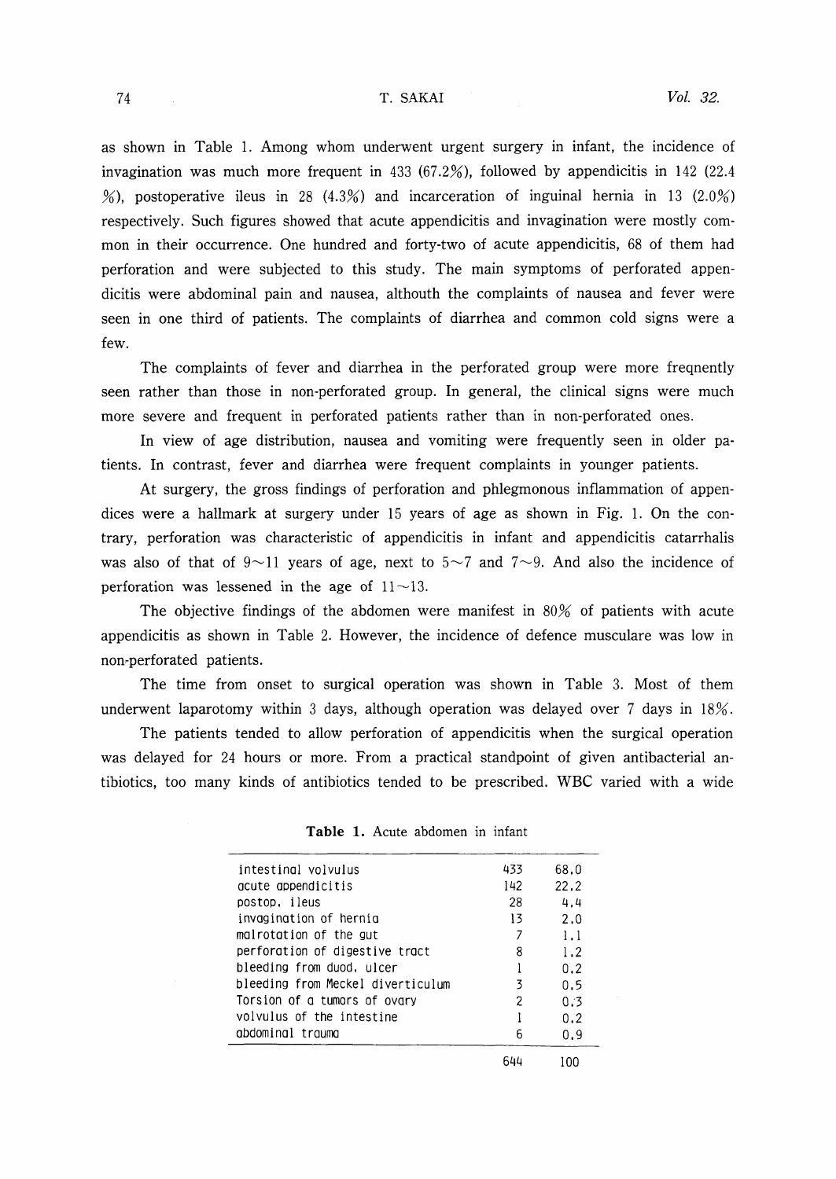as shown in Table 1. Among whom underwent urgent surgery in infant, the incidence of invagination was much more frequent in 433 (67.2%), followed by appendicitis in 142 (22.4 %), postoperative ileus in 28 (4.3%) and incarceration of inguinal hernia in 13 (2.0%) respectively. Such figures showed that acute appendicitis and invagination were mostly common in their occurrence. One hundred and forty-two of acute appendicitis, 68 of them had perforation and were subjected to this study. The main symptoms of perforated appendicitis were abdominal pain and nausea, althouth the complaints of nausea and fever were seen in one third of patients. The complaints of diarrhea and common cold signs were a few.

The complaints of fever and diarrhea in the perforated group were more freqnently seen rather than those in non-perforated group. In general, the clinical signs were much more severe and frequent in perforated patients rather than in non-perforated ones.

In view of age distribution, nausea and vomiting were frequently seen in older patients. In contrast, fever and diarrhea were frequent complaints in younger patients.

At surgery, the gross findings of perforation and phlegmonous inflammation of appendices were a hallmark at surgery under 15 years of age as shown in Fig. 1. On the contrary, perforation was characteristic of appendicitis in infant and appendicitis catarrhalis was also of that of 9~11 years of age, next to 5~7 and 7~9. And also the incidence of perforation was lessened in the age of 11~13.

The objective findings of the abdomen were manifest in 80% of patients with acute appendicitis as shown in Table 2. However, the incidence of defence musculare was low in non-perforated patients.

The time from onset to surgical operation was shown in Table 3. Most of them underwent laparotomy within 3 days, although operation was delayed over 7 days in 18%.

The patients tended to allow perforation of appendicitis when the surgical operation was delayed for 24 hours or more. From a practical standpoint of given antibacterial antibiotics, too many kinds of antibiotics tended to be prescribed. WBC varied with a wide

**Table 1.** Acute abdomen in infant

| | | |
|---|---|---|
| intestinal volvulus | 433 | 68.0 |
| acute appendicitis | 142 | 22.2 |
| postop. ileus | 28 | 4.4 |
| invagination of hernia | 13 | 2.0 |
| malrotation of the gut | 7 | 1.1 |
| perforation of digestive tract | 8 | 1.2 |
| bleeding from duod. ulcer | 1 | 0.2 |
| bleeding from Meckel diverticulum | 3 | 0.5 |
| Torsion of a tumors of ovary | 2 | 0.3 |
| volvulus of the intestine | 1 | 0.2 |
| abdominal trauma | 6 | 0.9 |
| | 644 | 100 |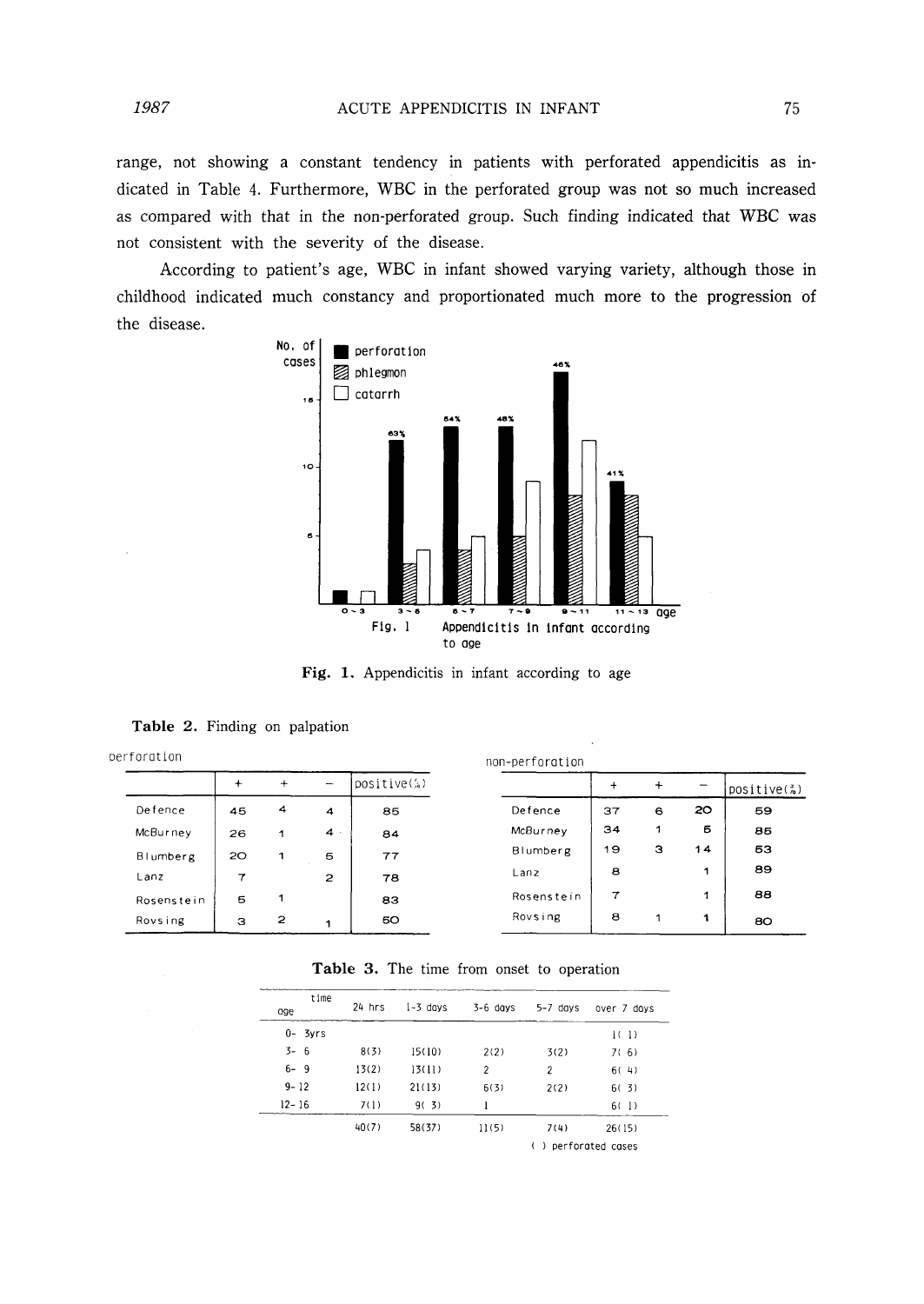range, not showing a constant tendency in patients with perforated appendicitis as indicated in Table 4. Furthermore, WBC in the perforated group was not so much increased as compared with that in the non-perforated group. Such finding indicated that WBC was not consistent with the severity of the disease.

According to patient's age, WBC in infant showed varying variety, although those in childhood indicated much constancy and proportionated much more to the progression of the disease.

**Fig. 1.** Appendicitis in infant according to age

**Table 2.** Finding on palpation

perforation

| | + | + | − | positive(%) |
|---|---|---|---|---|
| Defence | 45 | 4 | 4 | 85 |
| McBurney | 26 | 1 | 4 | 84 |
| Blumberg | 20 | 1 | 5 | 77 |
| Lanz | 7 | | 2 | 78 |
| Rosenstein | 5 | 1 | | 83 |
| Rovsing | 3 | 2 | 1 | 50 |

non-perforation

| | + | + | − | positive(%) |
|---|---|---|---|---|
| Defence | 37 | 6 | 20 | 59 |
| McBurney | 34 | 1 | 5 | 85 |
| Blumberg | 19 | 3 | 14 | 53 |
| Lanz | 8 | | 1 | 89 |
| Rosenstein | 7 | | 1 | 88 |
| Rovsing | 8 | 1 | 1 | 80 |

**Table 3.** The time from onset to operation

| age \ time | 24 hrs | 1-3 days | 3-6 days | 5-7 days | over 7 days |
|---|---|---|---|---|---|
| 0- 3yrs | | | | | 1( 1) |
| 3- 6 | 8(3) | 15(10) | 2(2) | 3(2) | 7( 6) |
| 6- 9 | 13(2) | 13(11) | 2 | 2 | 6( 4) |
| 9- 12 | 12(1) | 21(13) | 6(3) | 2(2) | 6( 3) |
| 12- 16 | 7(1) | 9( 3) | 1 | | 6( 1) |
| | 40(7) | 58(37) | 11(5) | 7(4) | 26(15) |

( ) perforated cases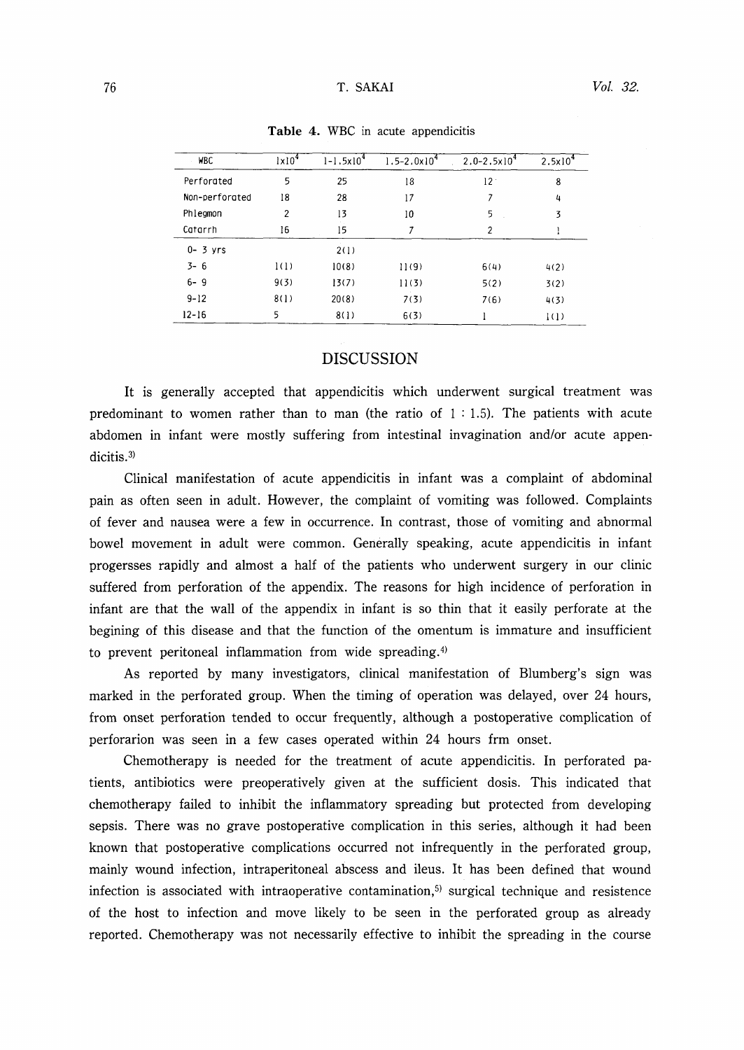**Table 4.** WBC in acute appendicitis

| WBC | $1x10^4$ | $1-1.5x10^4$ | $1.5-2.0x10^4$ | $2.0-2.5x10^4$ | $2.5x10^4$ |
|---|---|---|---|---|---|
| Perforated | 5 | 25 | 18 | 12 | 8 |
| Non-perforated | 18 | 28 | 17 | 7 | 4 |
| Phlegmon | 2 | 13 | 10 | 5 | 3 |
| Catarrh | 16 | 15 | 7 | 2 | 1 |
| 0- 3 yrs | | 2(1) | | | |
| 3- 6 | 1(1) | 10(8) | 11(9) | 6(4) | 4(2) |
| 6- 9 | 9(3) | 13(7) | 11(3) | 5(2) | 3(2) |
| 9-12 | 8(1) | 20(8) | 7(3) | 7(6) | 4(3) |
| 12-16 | 5 | 8(1) | 6(3) | 1 | 1(1) |

## DISCUSSION

It is generally accepted that appendicitis which underwent surgical treatment was predominant to women rather than to man (the ratio of 1 : 1.5). The patients with acute abdomen in infant were mostly suffering from intestinal invagination and/or acute appendicitis.[3]

Clinical manifestation of acute appendicitis in infant was a complaint of abdominal pain as often seen in adult. However, the complaint of vomiting was followed. Complaints of fever and nausea were a few in occurrence. In contrast, those of vomiting and abnormal bowel movement in adult were common. Generally speaking, acute appendicitis in infant progersses rapidly and almost a half of the patients who underwent surgery in our clinic suffered from perforation of the appendix. The reasons for high incidence of perforation in infant are that the wall of the appendix in infant is so thin that it easily perforate at the begining of this disease and that the function of the omentum is immature and insufficient to prevent peritoneal inflammation from wide spreading.[4]

As reported by many investigators, clinical manifestation of Blumberg's sign was marked in the perforated group. When the timing of operation was delayed, over 24 hours, from onset perforation tended to occur frequently, although a postoperative complication of perforarion was seen in a few cases operated within 24 hours frm onset.

Chemotherapy is needed for the treatment of acute appendicitis. In perforated patients, antibiotics were preoperatively given at the sufficient dosis. This indicated that chemotherapy failed to inhibit the inflammatory spreading but protected from developing sepsis. There was no grave postoperative complication in this series, although it had been known that postoperative complications occurred not infrequently in the perforated group, mainly wound infection, intraperitoneal abscess and ileus. It has been defined that wound infection is associated with intraoperative contamination,[5] surgical technique and resistence of the host to infection and move likely to be seen in the perforated group as already reported. Chemotherapy was not necessarily effective to inhibit the spreading in the course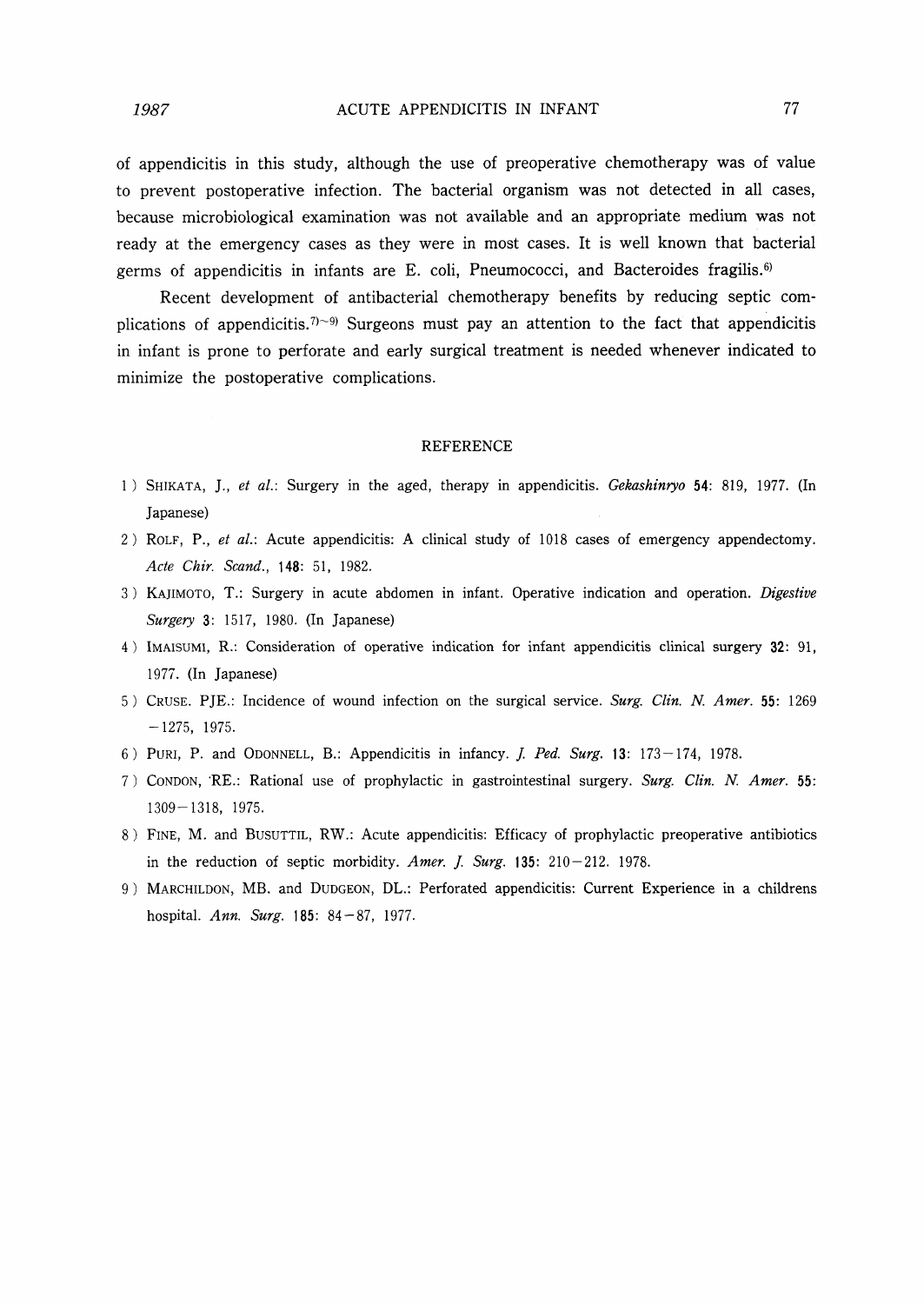of appendicitis in this study, although the use of preoperative chemotherapy was of value to prevent postoperative infection. The bacterial organism was not detected in all cases, because microbiological examination was not available and an appropriate medium was not ready at the emergency cases as they were in most cases. It is well known that bacterial germs of appendicitis in infants are E. coli, Pneumococci, and Bacteroides fragilis.[6]

Recent development of antibacterial chemotherapy benefits by reducing septic complications of appendicitis.[7~9] Surgeons must pay an attention to the fact that appendicitis in infant is prone to perforate and early surgical treatment is needed whenever indicated to minimize the postoperative complications.

## REFERENCE

1) SHIKATA, J., *et al.*: Surgery in the aged, therapy in appendicitis. *Gekashinryo* **54**: 819, 1977. (In Japanese)

2) ROLF, P., *et al.*: Acute appendicitis: A clinical study of 1018 cases of emergency appendectomy. *Acte Chir. Scand.*, **148**: 51, 1982.

3) KAJIMOTO, T.: Surgery in acute abdomen in infant. Operative indication and operation. *Digestive Surgery* **3**: 1517, 1980. (In Japanese)

4) IMAISUMI, R.: Consideration of operative indication for infant appendicitis clinical surgery **32**: 91, 1977. (In Japanese)

5) CRUSE. PJE.: Incidence of wound infection on the surgical service. *Surg. Clin. N. Amer.* **55**: 1269−1275, 1975.

6) PURI, P. and ODONNELL, B.: Appendicitis in infancy. *J. Ped. Surg.* **13**: 173−174, 1978.

7) CONDON, RE.: Rational use of prophylactic in gastrointestinal surgery. *Surg. Clin. N. Amer.* **55**: 1309−1318, 1975.

8) FINE, M. and BUSUTTIL, RW.: Acute appendicitis: Efficacy of prophylactic preoperative antibiotics in the reduction of septic morbidity. *Amer. J. Surg.* **135**: 210−212. 1978.

9) MARCHILDON, MB. and DUDGEON, DL.: Perforated appendicitis: Current Experience in a childrens hospital. *Ann. Surg.* **185**: 84−87, 1977.